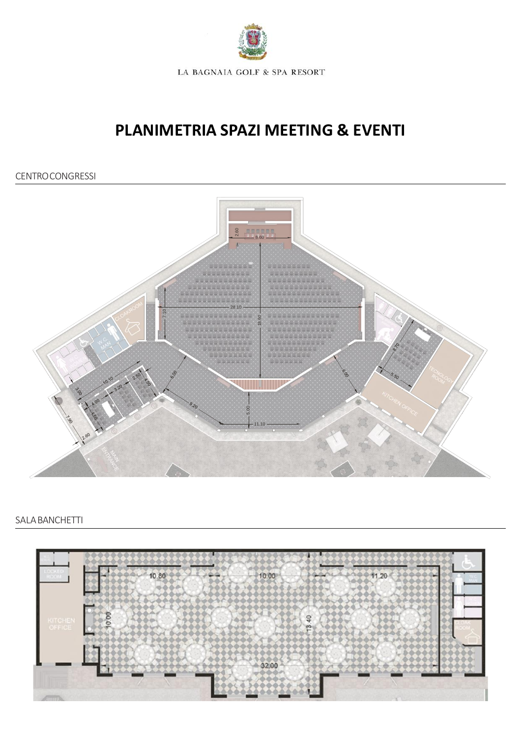LA BAGNAIA GOLF & SPA RESORT

# PLANIMETRIA SPAZI MEETING & EVENTI

## CENTRO CONGRESSI

## SALA BANCHETTI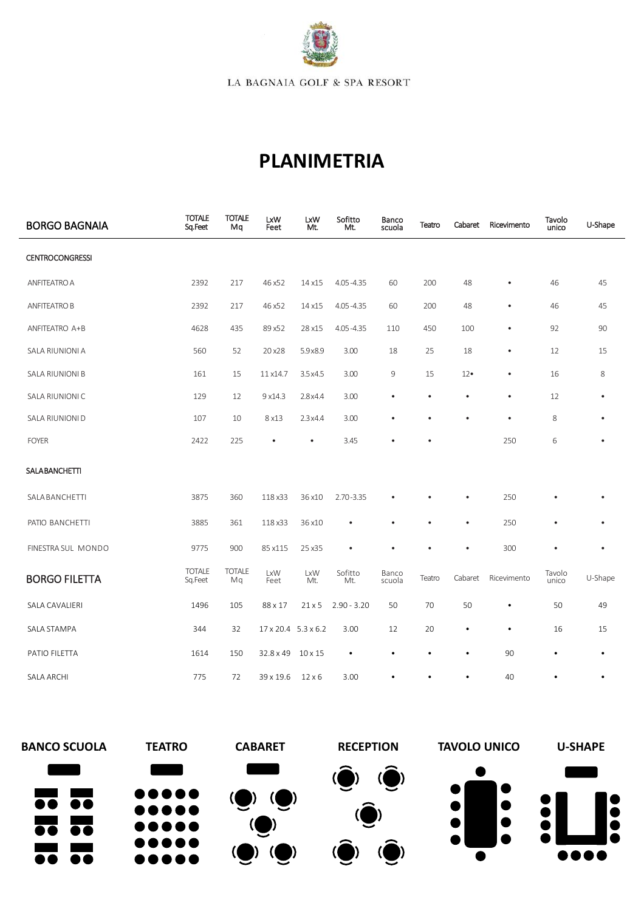LA BAGNAIA GOLF & SPA RESORT

# PLANIMETRIA

| BORGO BAGNAIA | TOTALE Sq.Feet | TOTALE Mq | LxW Feet | LxW Mt. | Sofitto Mt. | Banco scuola | Teatro | Cabaret | Ricevimento | Tavolo unico | U-Shape |
|---|---|---|---|---|---|---|---|---|---|---|---|
| **CENTROCONGRESSI** | | | | | | | | | | | |
| ANFITEATRO A | 2392 | 217 | 46 x52 | 14 x15 | 4.05 -4.35 | 60 | 200 | 48 | • | 46 | 45 |
| ANFITEATRO B | 2392 | 217 | 46 x52 | 14 x15 | 4.05 -4.35 | 60 | 200 | 48 | • | 46 | 45 |
| ANFITEATRO A+B | 4628 | 435 | 89 x52 | 28 x15 | 4.05 -4.35 | 110 | 450 | 100 | • | 92 | 90 |
| SALA RIUNIONI A | 560 | 52 | 20 x28 | 5.9x8.9 | 3.00 | 18 | 25 | 18 | • | 12 | 15 |
| SALA RIUNIONI B | 161 | 15 | 11 x14.7 | 3.5x4.5 | 3.00 | 9 | 15 | 12• | • | 16 | 8 |
| SALA RIUNIONI C | 129 | 12 | 9 x14.3 | 2.8x4.4 | 3.00 | • | • | • | • | 12 | • |
| SALA RIUNIONI D | 107 | 10 | 8 x13 | 2.3x4.4 | 3.00 | • | • | • | • | 8 | • |
| FOYER | 2422 | 225 | • | • | 3.45 | • | • | | 250 | 6 | • |
| **SALA BANCHETTI** | | | | | | | | | | | |
| SALA BANCHETTI | 3875 | 360 | 118 x33 | 36 x10 | 2.70-3.35 | • | • | • | 250 | • | • |
| PATIO BANCHETTI | 3885 | 361 | 118 x33 | 36 x10 | • | • | • | • | 250 | • | • |
| FINESTRA SUL MONDO | 9775 | 900 | 85 x115 | 25 x35 | • | • | • | • | 300 | • | • |

| BORGO FILETTA | TOTALE Sq.Feet | TOTALE Mq | LxW Feet | LxW Mt. | Sofitto Mt. | Banco scuola | Teatro | Cabaret | Ricevimento | Tavolo unico | U-Shape |
|---|---|---|---|---|---|---|---|---|---|---|---|
| SALA CAVALIERI | 1496 | 105 | 88 x 17 | 21 x 5 | 2.90 - 3.20 | 50 | 70 | 50 | • | 50 | 49 |
| SALA STAMPA | 344 | 32 | 17 x 20.4 | 5.3 x 6.2 | 3.00 | 12 | 20 | • | • | 16 | 15 |
| PATIO FILETTA | 1614 | 150 | 32.8 x 49 | 10 x 15 | • | • | • | • | 90 | • | • |
| SALA ARCHI | 775 | 72 | 39 x 19.6 | 12 x 6 | 3.00 | • | • | • | 40 | • | • |

**BANCO SCUOLA** **TEATRO** **CABARET** **RECEPTION** **TAVOLO UNICO** **U-SHAPE**